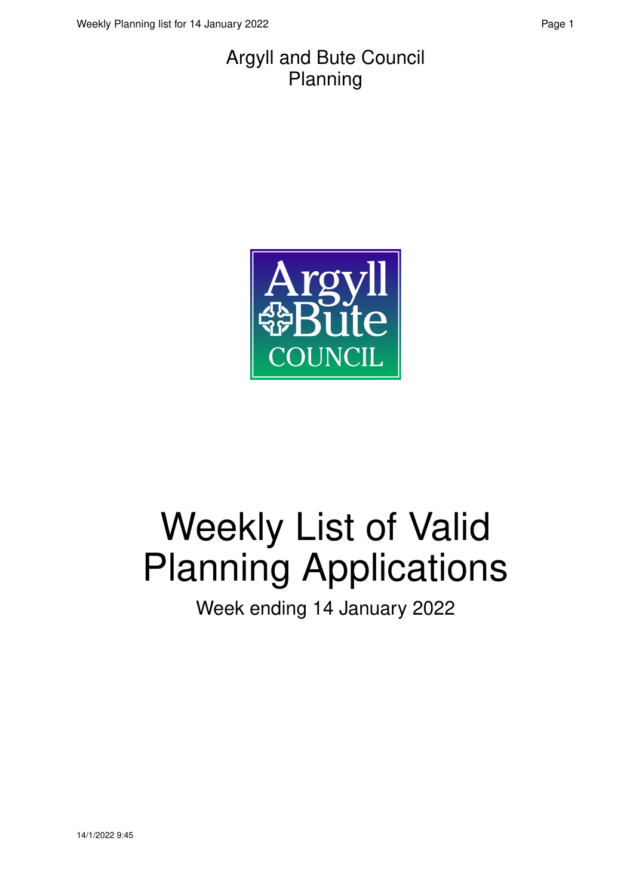Argyll and Bute Council
Planning

# Weekly List of Valid Planning Applications

Week ending 14 January 2022

14/1/2022 9:45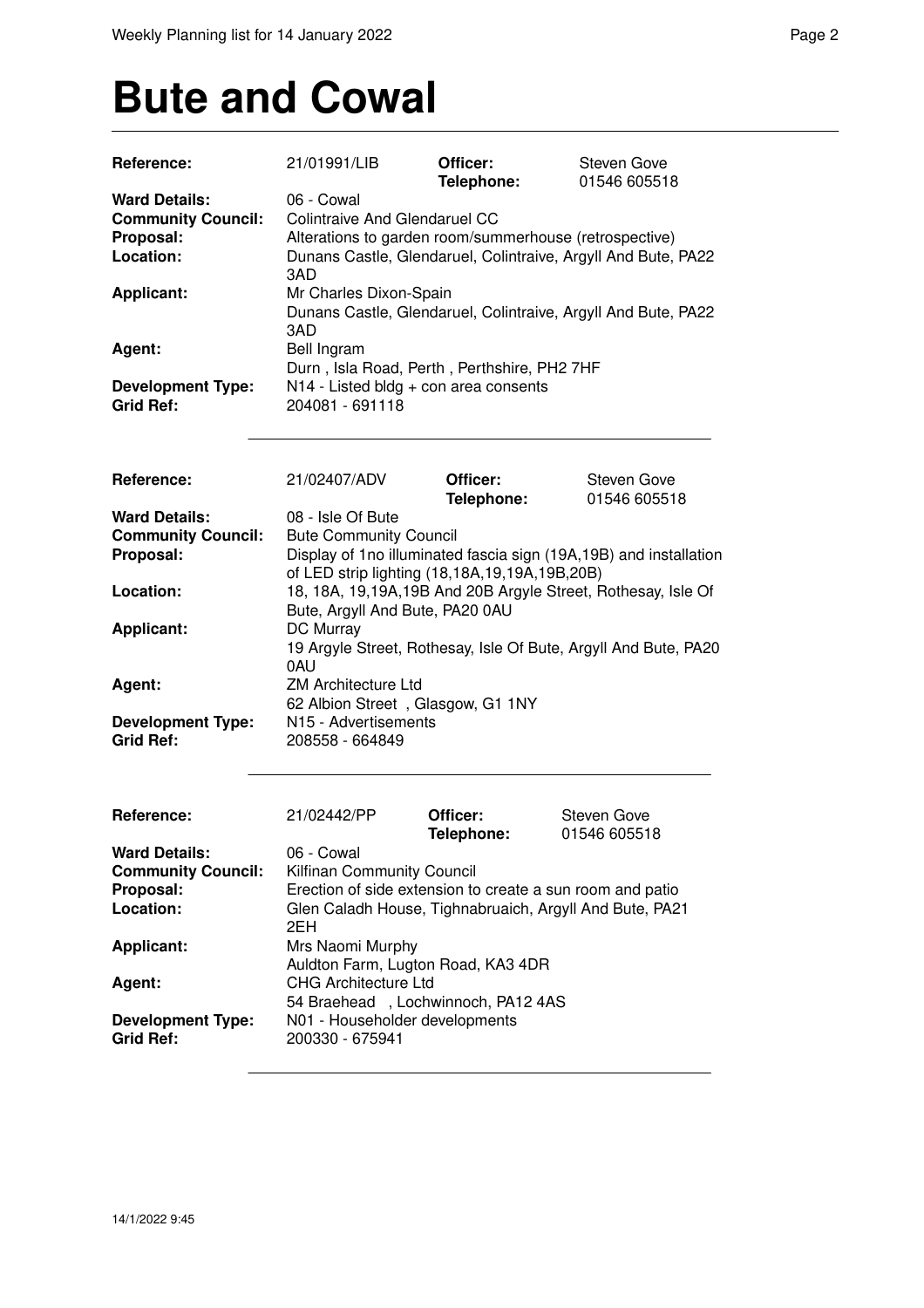# Bute and Cowal

| | | | |
|---|---|---|---|
| **Reference:** | 21/01991/LIB | **Officer:** **Telephone:** | Steven Gove 01546 605518 |
| **Ward Details:** | 06 - Cowal | | |
| **Community Council:** | Colintraive And Glendaruel CC | | |
| **Proposal:** | Alterations to garden room/summerhouse (retrospective) | | |
| **Location:** | Dunans Castle, Glendaruel, Colintraive, Argyll And Bute, PA22 3AD | | |
| **Applicant:** | Mr Charles Dixon-Spain Dunans Castle, Glendaruel, Colintraive, Argyll And Bute, PA22 3AD | | |
| **Agent:** | Bell Ingram Durn , Isla Road, Perth , Perthshire, PH2 7HF | | |
| **Development Type:** | N14 - Listed bldg + con area consents | | |
| **Grid Ref:** | 204081 - 691118 | | |

---

| | | | |
|---|---|---|---|
| **Reference:** | 21/02407/ADV | **Officer:** **Telephone:** | Steven Gove 01546 605518 |
| **Ward Details:** | 08 - Isle Of Bute | | |
| **Community Council:** | Bute Community Council | | |
| **Proposal:** | Display of 1no illuminated fascia sign (19A,19B) and installation of LED strip lighting (18,18A,19,19A,19B,20B) | | |
| **Location:** | 18, 18A, 19,19A,19B And 20B Argyle Street, Rothesay, Isle Of Bute, Argyll And Bute, PA20 0AU | | |
| **Applicant:** | DC Murray 19 Argyle Street, Rothesay, Isle Of Bute, Argyll And Bute, PA20 0AU | | |
| **Agent:** | ZM Architecture Ltd 62 Albion Street , Glasgow, G1 1NY | | |
| **Development Type:** | N15 - Advertisements | | |
| **Grid Ref:** | 208558 - 664849 | | |

---

| | | | |
|---|---|---|---|
| **Reference:** | 21/02442/PP | **Officer:** **Telephone:** | Steven Gove 01546 605518 |
| **Ward Details:** | 06 - Cowal | | |
| **Community Council:** | Kilfinan Community Council | | |
| **Proposal:** | Erection of side extension to create a sun room and patio | | |
| **Location:** | Glen Caladh House, Tighnabruaich, Argyll And Bute, PA21 2EH | | |
| **Applicant:** | Mrs Naomi Murphy Auldton Farm, Lugton Road, KA3 4DR | | |
| **Agent:** | CHG Architecture Ltd 54 Braehead , Lochwinnoch, PA12 4AS | | |
| **Development Type:** | N01 - Householder developments | | |
| **Grid Ref:** | 200330 - 675941 | | |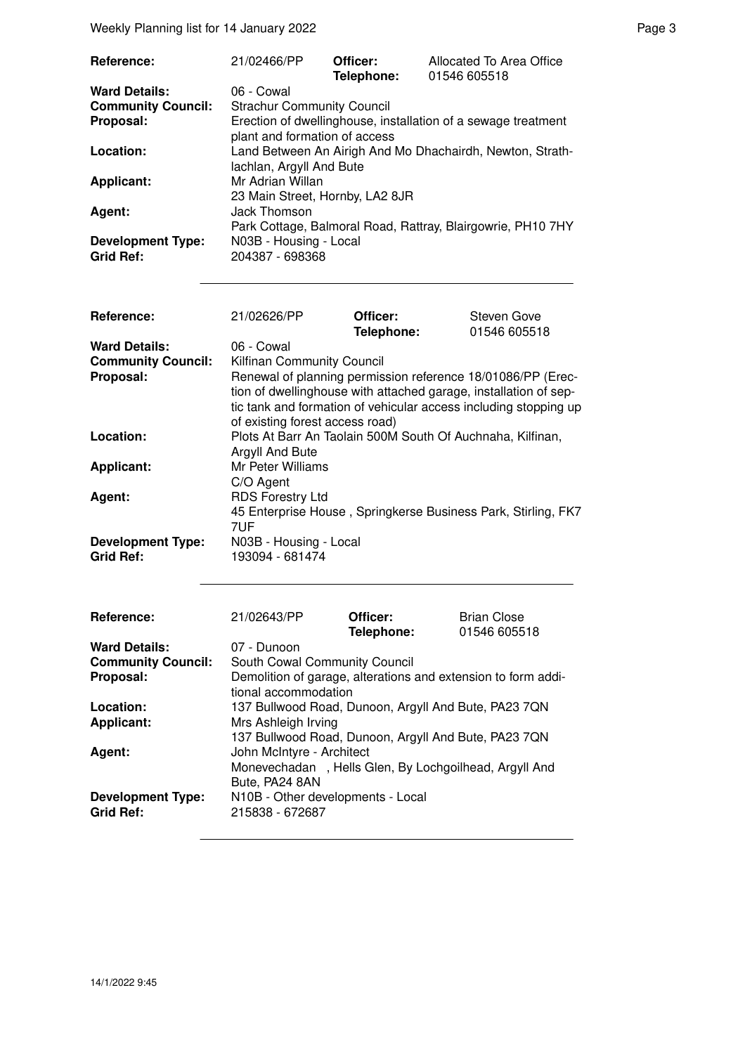| | | | |
|---|---|---|---|
| **Reference:** | 21/02466/PP | **Officer:** **Telephone:** | Allocated To Area Office 01546 605518 |
| **Ward Details:** | 06 - Cowal | | |
| **Community Council:** | Strachur Community Council | | |
| **Proposal:** | Erection of dwellinghouse, installation of a sewage treatment plant and formation of access | | |
| **Location:** | Land Between An Airigh And Mo Dhachairdh, Newton, Strathlachlan, Argyll And Bute | | |
| **Applicant:** | Mr Adrian Willan 23 Main Street, Hornby, LA2 8JR | | |
| **Agent:** | Jack Thomson Park Cottage, Balmoral Road, Rattray, Blairgowrie, PH10 7HY | | |
| **Development Type:** | N03B - Housing - Local | | |
| **Grid Ref:** | 204387 - 698368 | | |

| | | | |
|---|---|---|---|
| **Reference:** | 21/02626/PP | **Officer:** **Telephone:** | Steven Gove 01546 605518 |
| **Ward Details:** | 06 - Cowal | | |
| **Community Council:** | Kilfinan Community Council | | |
| **Proposal:** | Renewal of planning permission reference 18/01086/PP (Erection of dwellinghouse with attached garage, installation of septic tank and formation of vehicular access including stopping up of existing forest access road) | | |
| **Location:** | Plots At Barr An Taolain 500M South Of Auchnaha, Kilfinan, Argyll And Bute | | |
| **Applicant:** | Mr Peter Williams C/O Agent | | |
| **Agent:** | RDS Forestry Ltd 45 Enterprise House , Springkerse Business Park, Stirling, FK7 7UF | | |
| **Development Type:** | N03B - Housing - Local | | |
| **Grid Ref:** | 193094 - 681474 | | |

| | | | |
|---|---|---|---|
| **Reference:** | 21/02643/PP | **Officer:** **Telephone:** | Brian Close 01546 605518 |
| **Ward Details:** | 07 - Dunoon | | |
| **Community Council:** | South Cowal Community Council | | |
| **Proposal:** | Demolition of garage, alterations and extension to form additional accommodation | | |
| **Location:** | 137 Bullwood Road, Dunoon, Argyll And Bute, PA23 7QN | | |
| **Applicant:** | Mrs Ashleigh Irving 137 Bullwood Road, Dunoon, Argyll And Bute, PA23 7QN | | |
| **Agent:** | John McIntyre - Architect Monevechadan , Hells Glen, By Lochgoilhead, Argyll And Bute, PA24 8AN | | |
| **Development Type:** | N10B - Other developments - Local | | |
| **Grid Ref:** | 215838 - 672687 | | |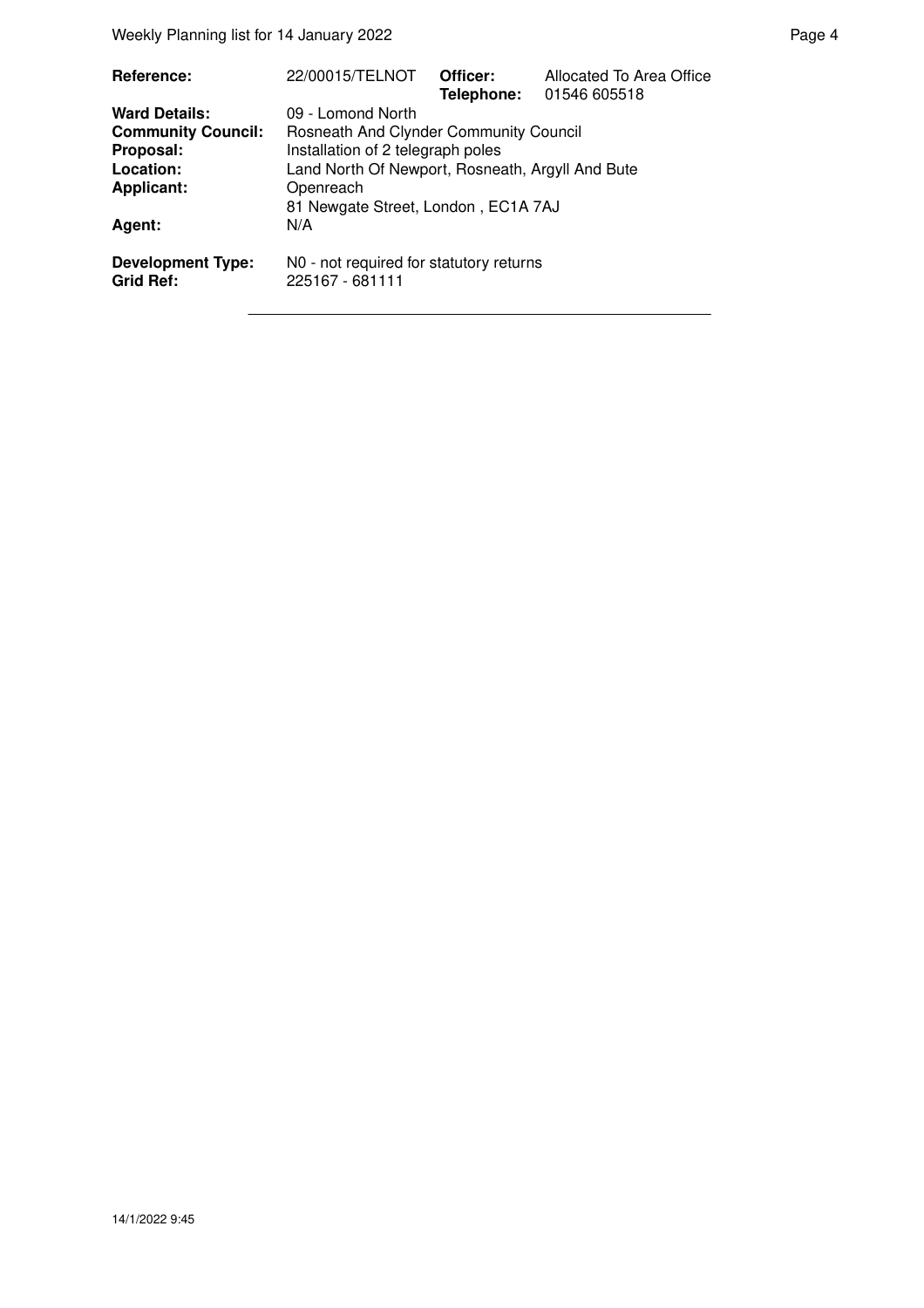| | | | |
|---|---|---|---|
| **Reference:** | 22/00015/TELNOT | **Officer:** | Allocated To Area Office |
| | | **Telephone:** | 01546 605518 |
| **Ward Details:** | 09 - Lomond North | | |
| **Community Council:** | Rosneath And Clynder Community Council | | |
| **Proposal:** | Installation of 2 telegraph poles | | |
| **Location:** | Land North Of Newport, Rosneath, Argyll And Bute | | |
| **Applicant:** | Openreach | | |
| | 81 Newgate Street, London , EC1A 7AJ | | |
| **Agent:** | N/A | | |
| **Development Type:** | N0 - not required for statutory returns | | |
| **Grid Ref:** | 225167 - 681111 | | |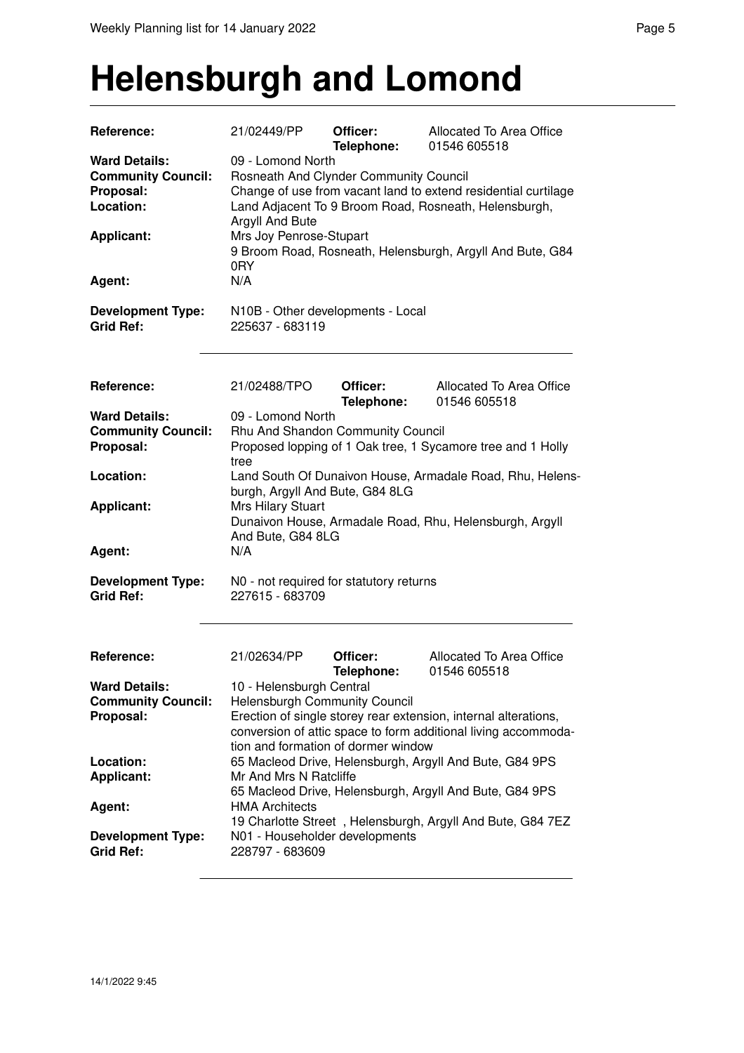# Helensburgh and Lomond

| | | | |
|---|---|---|---|
| **Reference:** | 21/02449/PP | **Officer:** **Telephone:** | Allocated To Area Office 01546 605518 |
| **Ward Details:** | 09 - Lomond North | | |
| **Community Council:** | Rosneath And Clynder Community Council | | |
| **Proposal:** | Change of use from vacant land to extend residential curtilage | | |
| **Location:** | Land Adjacent To 9 Broom Road, Rosneath, Helensburgh, Argyll And Bute | | |
| **Applicant:** | Mrs Joy Penrose-Stupart 9 Broom Road, Rosneath, Helensburgh, Argyll And Bute, G84 0RY | | |
| **Agent:** | N/A | | |
| **Development Type:** | N10B - Other developments - Local | | |
| **Grid Ref:** | 225637 - 683119 | | |

| | | | |
|---|---|---|---|
| **Reference:** | 21/02488/TPO | **Officer:** **Telephone:** | Allocated To Area Office 01546 605518 |
| **Ward Details:** | 09 - Lomond North | | |
| **Community Council:** | Rhu And Shandon Community Council | | |
| **Proposal:** | Proposed lopping of 1 Oak tree, 1 Sycamore tree and 1 Holly tree | | |
| **Location:** | Land South Of Dunaivon House, Armadale Road, Rhu, Helensburgh, Argyll And Bute, G84 8LG | | |
| **Applicant:** | Mrs Hilary Stuart Dunaivon House, Armadale Road, Rhu, Helensburgh, Argyll And Bute, G84 8LG | | |
| **Agent:** | N/A | | |
| **Development Type:** | N0 - not required for statutory returns | | |
| **Grid Ref:** | 227615 - 683709 | | |

| | | | |
|---|---|---|---|
| **Reference:** | 21/02634/PP | **Officer:** **Telephone:** | Allocated To Area Office 01546 605518 |
| **Ward Details:** | 10 - Helensburgh Central | | |
| **Community Council:** | Helensburgh Community Council | | |
| **Proposal:** | Erection of single storey rear extension, internal alterations, conversion of attic space to form additional living accommodation and formation of dormer window | | |
| **Location:** | 65 Macleod Drive, Helensburgh, Argyll And Bute, G84 9PS | | |
| **Applicant:** | Mr And Mrs N Ratcliffe 65 Macleod Drive, Helensburgh, Argyll And Bute, G84 9PS | | |
| **Agent:** | HMA Architects 19 Charlotte Street , Helensburgh, Argyll And Bute, G84 7EZ | | |
| **Development Type:** | N01 - Householder developments | | |
| **Grid Ref:** | 228797 - 683609 | | |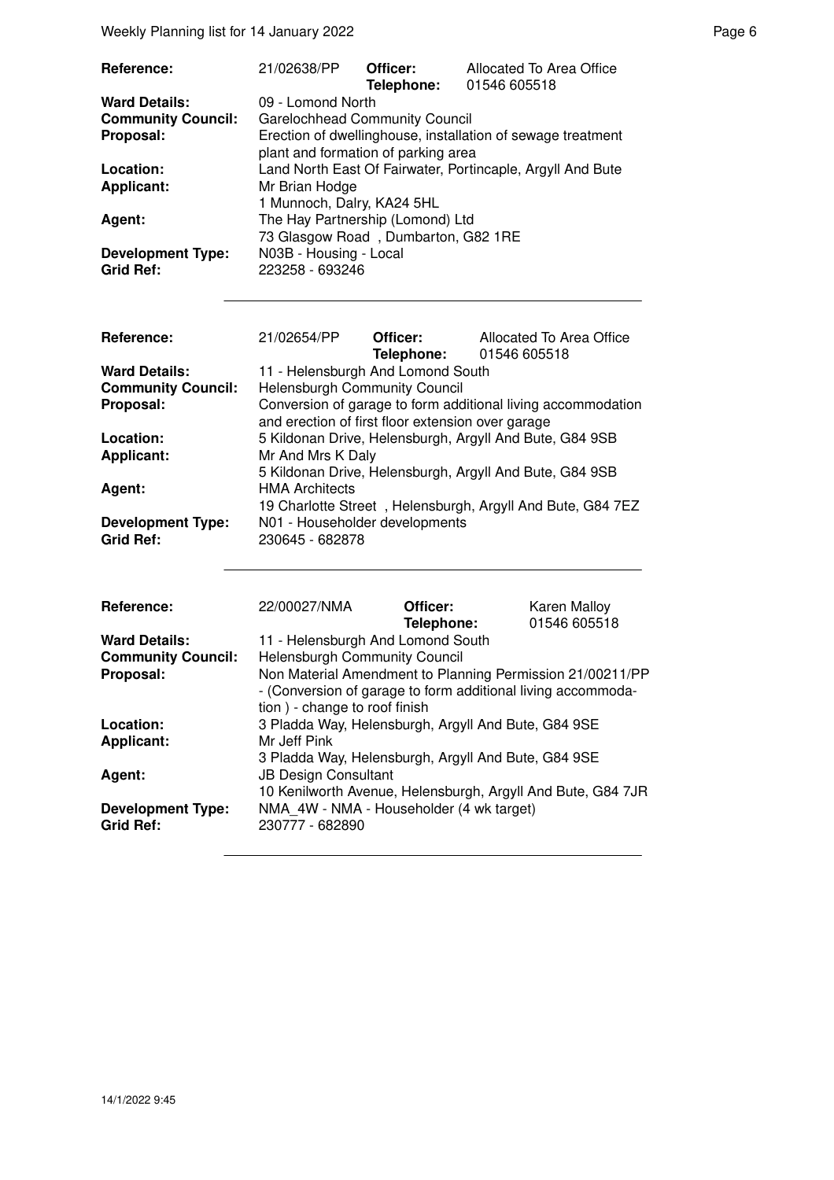| | | | |
|---|---|---|---|
| **Reference:** | 21/02638/PP | **Officer:** | Allocated To Area Office |
| | | **Telephone:** | 01546 605518 |
| **Ward Details:** | 09 - Lomond North | | |
| **Community Council:** | Garelochhead Community Council | | |
| **Proposal:** | Erection of dwellinghouse, installation of sewage treatment plant and formation of parking area | | |
| **Location:** | Land North East Of Fairwater, Portincaple, Argyll And Bute | | |
| **Applicant:** | Mr Brian Hodge<br>1 Munnoch, Dalry, KA24 5HL | | |
| **Agent:** | The Hay Partnership (Lomond) Ltd<br>73 Glasgow Road , Dumbarton, G82 1RE | | |
| **Development Type:** | N03B - Housing - Local | | |
| **Grid Ref:** | 223258 - 693246 | | |

| | | | |
|---|---|---|---|
| **Reference:** | 21/02654/PP | **Officer:** | Allocated To Area Office |
| | | **Telephone:** | 01546 605518 |
| **Ward Details:** | 11 - Helensburgh And Lomond South | | |
| **Community Council:** | Helensburgh Community Council | | |
| **Proposal:** | Conversion of garage to form additional living accommodation and erection of first floor extension over garage | | |
| **Location:** | 5 Kildonan Drive, Helensburgh, Argyll And Bute, G84 9SB | | |
| **Applicant:** | Mr And Mrs K Daly<br>5 Kildonan Drive, Helensburgh, Argyll And Bute, G84 9SB | | |
| **Agent:** | HMA Architects<br>19 Charlotte Street , Helensburgh, Argyll And Bute, G84 7EZ | | |
| **Development Type:** | N01 - Householder developments | | |
| **Grid Ref:** | 230645 - 682878 | | |

| | | | |
|---|---|---|---|
| **Reference:** | 22/00027/NMA | **Officer:** | Karen Malloy |
| | | **Telephone:** | 01546 605518 |
| **Ward Details:** | 11 - Helensburgh And Lomond South | | |
| **Community Council:** | Helensburgh Community Council | | |
| **Proposal:** | Non Material Amendment to Planning Permission 21/00211/PP - (Conversion of garage to form additional living accommodation ) - change to roof finish | | |
| **Location:** | 3 Pladda Way, Helensburgh, Argyll And Bute, G84 9SE | | |
| **Applicant:** | Mr Jeff Pink<br>3 Pladda Way, Helensburgh, Argyll And Bute, G84 9SE | | |
| **Agent:** | JB Design Consultant<br>10 Kenilworth Avenue, Helensburgh, Argyll And Bute, G84 7JR | | |
| **Development Type:** | NMA_4W - NMA - Householder (4 wk target) | | |
| **Grid Ref:** | 230777 - 682890 | | |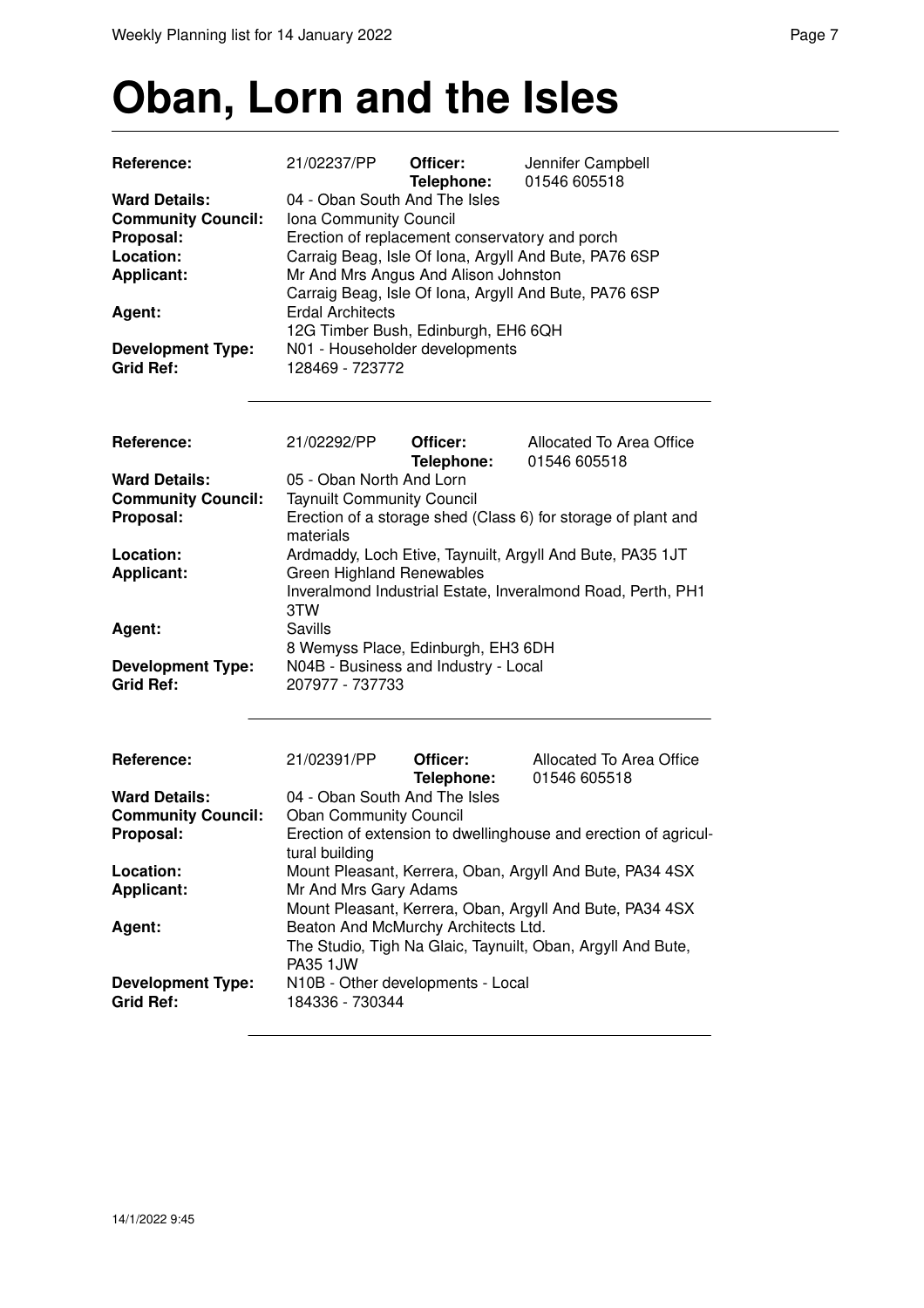# Oban, Lorn and the Isles

| | | | |
|---|---|---|---|
| **Reference:** | 21/02237/PP | **Officer:** **Telephone:** | Jennifer Campbell 01546 605518 |
| **Ward Details:** | 04 - Oban South And The Isles | | |
| **Community Council:** | Iona Community Council | | |
| **Proposal:** | Erection of replacement conservatory and porch | | |
| **Location:** | Carraig Beag, Isle Of Iona, Argyll And Bute, PA76 6SP | | |
| **Applicant:** | Mr And Mrs Angus And Alison Johnston<br>Carraig Beag, Isle Of Iona, Argyll And Bute, PA76 6SP | | |
| **Agent:** | Erdal Architects<br>12G Timber Bush, Edinburgh, EH6 6QH | | |
| **Development Type:** | N01 - Householder developments | | |
| **Grid Ref:** | 128469 - 723772 | | |

---

| | | | |
|---|---|---|---|
| **Reference:** | 21/02292/PP | **Officer:** **Telephone:** | Allocated To Area Office 01546 605518 |
| **Ward Details:** | 05 - Oban North And Lorn | | |
| **Community Council:** | Taynuilt Community Council | | |
| **Proposal:** | Erection of a storage shed (Class 6) for storage of plant and materials | | |
| **Location:** | Ardmaddy, Loch Etive, Taynuilt, Argyll And Bute, PA35 1JT | | |
| **Applicant:** | Green Highland Renewables<br>Inveralmond Industrial Estate, Inveralmond Road, Perth, PH1 3TW | | |
| **Agent:** | Savills<br>8 Wemyss Place, Edinburgh, EH3 6DH | | |
| **Development Type:** | N04B - Business and Industry - Local | | |
| **Grid Ref:** | 207977 - 737733 | | |

---

| | | | |
|---|---|---|---|
| **Reference:** | 21/02391/PP | **Officer:** **Telephone:** | Allocated To Area Office 01546 605518 |
| **Ward Details:** | 04 - Oban South And The Isles | | |
| **Community Council:** | Oban Community Council | | |
| **Proposal:** | Erection of extension to dwellinghouse and erection of agricultural building | | |
| **Location:** | Mount Pleasant, Kerrera, Oban, Argyll And Bute, PA34 4SX | | |
| **Applicant:** | Mr And Mrs Gary Adams<br>Mount Pleasant, Kerrera, Oban, Argyll And Bute, PA34 4SX | | |
| **Agent:** | Beaton And McMurchy Architects Ltd.<br>The Studio, Tigh Na Glaic, Taynuilt, Oban, Argyll And Bute, PA35 1JW | | |
| **Development Type:** | N10B - Other developments - Local | | |
| **Grid Ref:** | 184336 - 730344 | | |

---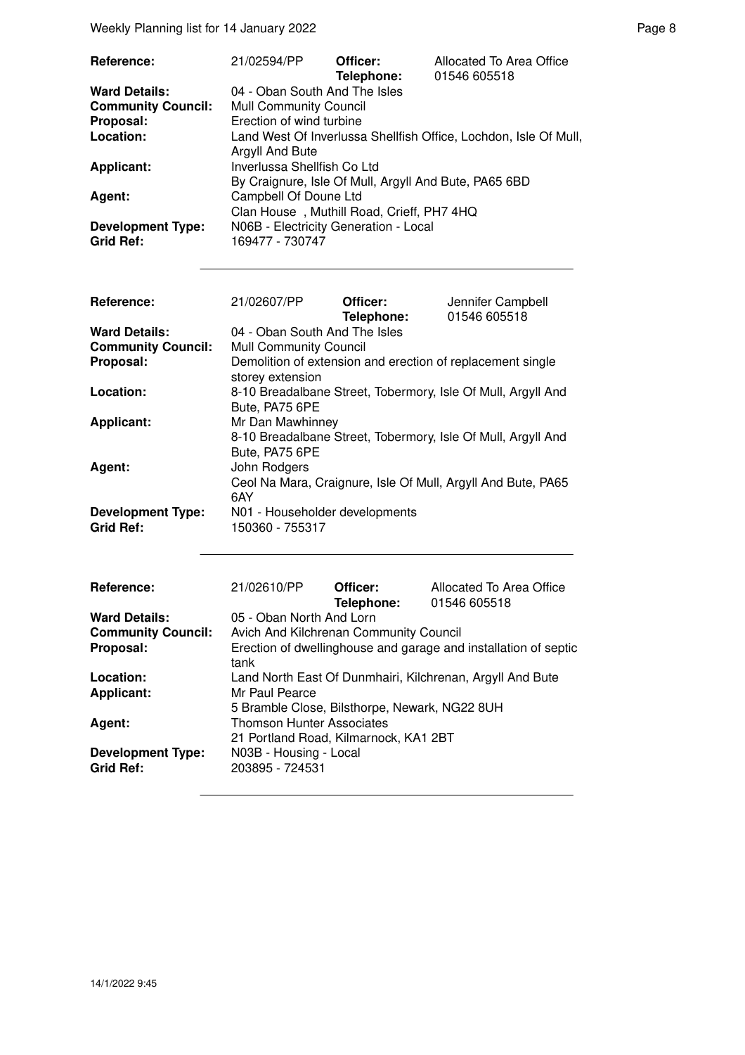| | | | |
|---|---|---|---|
| **Reference:** | 21/02594/PP | **Officer:** **Telephone:** | Allocated To Area Office 01546 605518 |
| **Ward Details:** | 04 - Oban South And The Isles | | |
| **Community Council:** | Mull Community Council | | |
| **Proposal:** | Erection of wind turbine | | |
| **Location:** | Land West Of Inverlussa Shellfish Office, Lochdon, Isle Of Mull, Argyll And Bute | | |
| **Applicant:** | Inverlussa Shellfish Co Ltd By Craignure, Isle Of Mull, Argyll And Bute, PA65 6BD | | |
| **Agent:** | Campbell Of Doune Ltd Clan House , Muthill Road, Crieff, PH7 4HQ | | |
| **Development Type:** | N06B - Electricity Generation - Local | | |
| **Grid Ref:** | 169477 - 730747 | | |

| | | | |
|---|---|---|---|
| **Reference:** | 21/02607/PP | **Officer:** **Telephone:** | Jennifer Campbell 01546 605518 |
| **Ward Details:** | 04 - Oban South And The Isles | | |
| **Community Council:** | Mull Community Council | | |
| **Proposal:** | Demolition of extension and erection of replacement single storey extension | | |
| **Location:** | 8-10 Breadalbane Street, Tobermory, Isle Of Mull, Argyll And Bute, PA75 6PE | | |
| **Applicant:** | Mr Dan Mawhinney 8-10 Breadalbane Street, Tobermory, Isle Of Mull, Argyll And Bute, PA75 6PE | | |
| **Agent:** | John Rodgers Ceol Na Mara, Craignure, Isle Of Mull, Argyll And Bute, PA65 6AY | | |
| **Development Type:** | N01 - Householder developments | | |
| **Grid Ref:** | 150360 - 755317 | | |

| | | | |
|---|---|---|---|
| **Reference:** | 21/02610/PP | **Officer:** **Telephone:** | Allocated To Area Office 01546 605518 |
| **Ward Details:** | 05 - Oban North And Lorn | | |
| **Community Council:** | Avich And Kilchrenan Community Council | | |
| **Proposal:** | Erection of dwellinghouse and garage and installation of septic tank | | |
| **Location:** | Land North East Of Dunmhairi, Kilchrenan, Argyll And Bute | | |
| **Applicant:** | Mr Paul Pearce 5 Bramble Close, Bilsthorpe, Newark, NG22 8UH | | |
| **Agent:** | Thomson Hunter Associates 21 Portland Road, Kilmarnock, KA1 2BT | | |
| **Development Type:** | N03B - Housing - Local | | |
| **Grid Ref:** | 203895 - 724531 | | |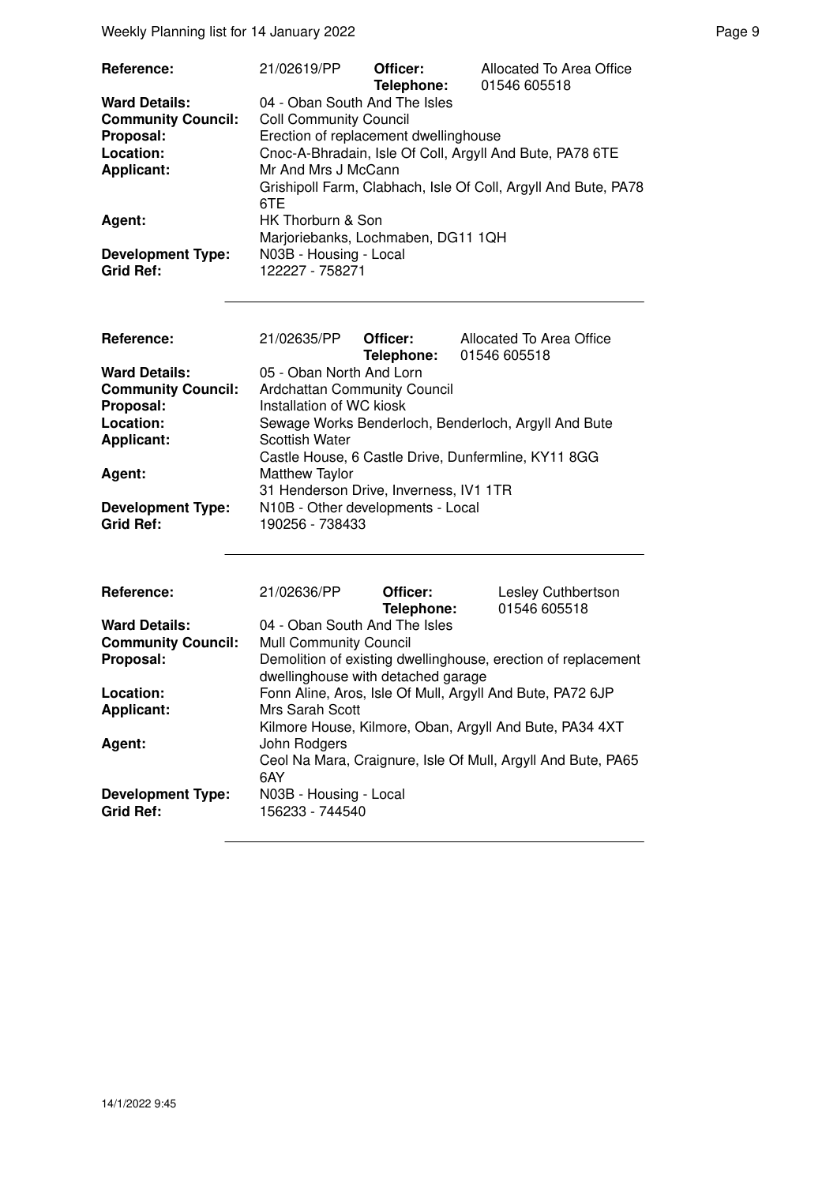| Reference: | 21/02619/PP | Officer: Telephone: | Allocated To Area Office 01546 605518 |
|---|---|---|---|
| **Ward Details:** | 04 - Oban South And The Isles | | |
| **Community Council:** | Coll Community Council | | |
| **Proposal:** | Erection of replacement dwellinghouse | | |
| **Location:** | Cnoc-A-Bhradain, Isle Of Coll, Argyll And Bute, PA78 6TE | | |
| **Applicant:** | Mr And Mrs J McCann<br>Grishipoll Farm, Clabhach, Isle Of Coll, Argyll And Bute, PA78 6TE | | |
| **Agent:** | HK Thorburn & Son<br>Marjoriebanks, Lochmaben, DG11 1QH | | |
| **Development Type:** | N03B - Housing - Local | | |
| **Grid Ref:** | 122227 - 758271 | | |

| Reference: | 21/02635/PP | Officer: Telephone: | Allocated To Area Office 01546 605518 |
|---|---|---|---|
| **Ward Details:** | 05 - Oban North And Lorn | | |
| **Community Council:** | Ardchattan Community Council | | |
| **Proposal:** | Installation of WC kiosk | | |
| **Location:** | Sewage Works Benderloch, Benderloch, Argyll And Bute | | |
| **Applicant:** | Scottish Water<br>Castle House, 6 Castle Drive, Dunfermline, KY11 8GG | | |
| **Agent:** | Matthew Taylor<br>31 Henderson Drive, Inverness, IV1 1TR | | |
| **Development Type:** | N10B - Other developments - Local | | |
| **Grid Ref:** | 190256 - 738433 | | |

| Reference: | 21/02636/PP | Officer: Telephone: | Lesley Cuthbertson 01546 605518 |
|---|---|---|---|
| **Ward Details:** | 04 - Oban South And The Isles | | |
| **Community Council:** | Mull Community Council | | |
| **Proposal:** | Demolition of existing dwellinghouse, erection of replacement dwellinghouse with detached garage | | |
| **Location:** | Fonn Aline, Aros, Isle Of Mull, Argyll And Bute, PA72 6JP | | |
| **Applicant:** | Mrs Sarah Scott<br>Kilmore House, Kilmore, Oban, Argyll And Bute, PA34 4XT | | |
| **Agent:** | John Rodgers<br>Ceol Na Mara, Craignure, Isle Of Mull, Argyll And Bute, PA65 6AY | | |
| **Development Type:** | N03B - Housing - Local | | |
| **Grid Ref:** | 156233 - 744540 | | |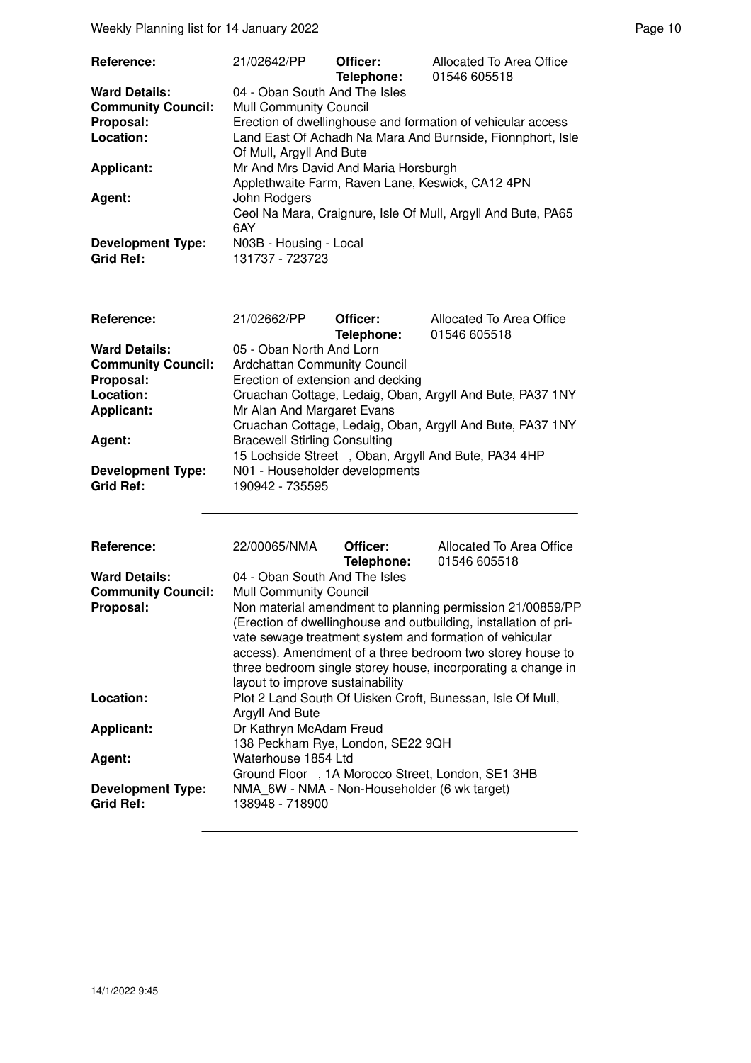| | | | |
|---|---|---|---|
| **Reference:** | 21/02642/PP | **Officer:** **Telephone:** | Allocated To Area Office 01546 605518 |
| **Ward Details:** | 04 - Oban South And The Isles | | |
| **Community Council:** | Mull Community Council | | |
| **Proposal:** | Erection of dwellinghouse and formation of vehicular access | | |
| **Location:** | Land East Of Achadh Na Mara And Burnside, Fionnphort, Isle Of Mull, Argyll And Bute | | |
| **Applicant:** | Mr And Mrs David And Maria Horsburgh Applethwaite Farm, Raven Lane, Keswick, CA12 4PN | | |
| **Agent:** | John Rodgers Ceol Na Mara, Craignure, Isle Of Mull, Argyll And Bute, PA65 6AY | | |
| **Development Type:** | N03B - Housing - Local | | |
| **Grid Ref:** | 131737 - 723723 | | |

| | | | |
|---|---|---|---|
| **Reference:** | 21/02662/PP | **Officer:** **Telephone:** | Allocated To Area Office 01546 605518 |
| **Ward Details:** | 05 - Oban North And Lorn | | |
| **Community Council:** | Ardchattan Community Council | | |
| **Proposal:** | Erection of extension and decking | | |
| **Location:** | Cruachan Cottage, Ledaig, Oban, Argyll And Bute, PA37 1NY | | |
| **Applicant:** | Mr Alan And Margaret Evans Cruachan Cottage, Ledaig, Oban, Argyll And Bute, PA37 1NY | | |
| **Agent:** | Bracewell Stirling Consulting 15 Lochside Street , Oban, Argyll And Bute, PA34 4HP | | |
| **Development Type:** | N01 - Householder developments | | |
| **Grid Ref:** | 190942 - 735595 | | |

| | | | |
|---|---|---|---|
| **Reference:** | 22/00065/NMA | **Officer:** **Telephone:** | Allocated To Area Office 01546 605518 |
| **Ward Details:** | 04 - Oban South And The Isles | | |
| **Community Council:** | Mull Community Council | | |
| **Proposal:** | Non material amendment to planning permission 21/00859/PP (Erection of dwellinghouse and outbuilding, installation of private sewage treatment system and formation of vehicular access). Amendment of a three bedroom two storey house to three bedroom single storey house, incorporating a change in layout to improve sustainability | | |
| **Location:** | Plot 2 Land South Of Uisken Croft, Bunessan, Isle Of Mull, Argyll And Bute | | |
| **Applicant:** | Dr Kathryn McAdam Freud 138 Peckham Rye, London, SE22 9QH | | |
| **Agent:** | Waterhouse 1854 Ltd Ground Floor , 1A Morocco Street, London, SE1 3HB | | |
| **Development Type:** | NMA_6W - NMA - Non-Householder (6 wk target) | | |
| **Grid Ref:** | 138948 - 718900 | | |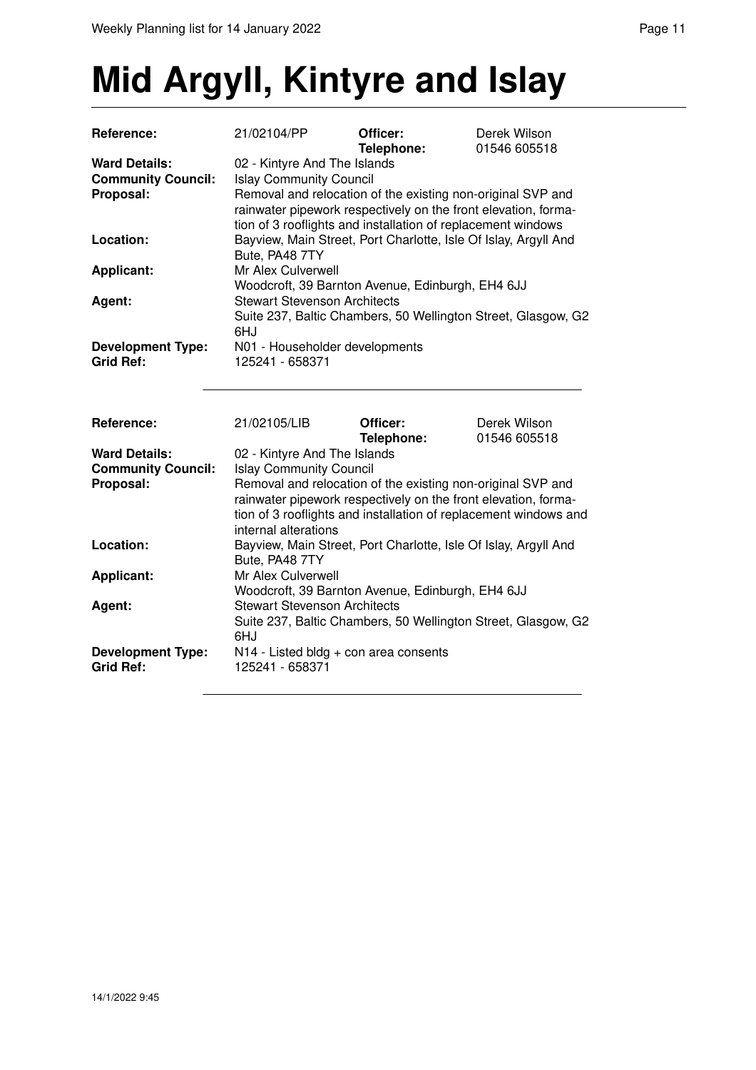# Mid Argyll, Kintyre and Islay

| | | | |
|---|---|---|---|
| **Reference:** | 21/02104/PP | **Officer:** **Telephone:** | Derek Wilson 01546 605518 |
| **Ward Details:** | 02 - Kintyre And The Islands | | |
| **Community Council:** | Islay Community Council | | |
| **Proposal:** | Removal and relocation of the existing non-original SVP and rainwater pipework respectively on the front elevation, formation of 3 rooflights and installation of replacement windows | | |
| **Location:** | Bayview, Main Street, Port Charlotte, Isle Of Islay, Argyll And Bute, PA48 7TY | | |
| **Applicant:** | Mr Alex Culverwell Woodcroft, 39 Barnton Avenue, Edinburgh, EH4 6JJ | | |
| **Agent:** | Stewart Stevenson Architects Suite 237, Baltic Chambers, 50 Wellington Street, Glasgow, G2 6HJ | | |
| **Development Type:** | N01 - Householder developments | | |
| **Grid Ref:** | 125241 - 658371 | | |

| | | | |
|---|---|---|---|
| **Reference:** | 21/02105/LIB | **Officer:** **Telephone:** | Derek Wilson 01546 605518 |
| **Ward Details:** | 02 - Kintyre And The Islands | | |
| **Community Council:** | Islay Community Council | | |
| **Proposal:** | Removal and relocation of the existing non-original SVP and rainwater pipework respectively on the front elevation, formation of 3 rooflights and installation of replacement windows and internal alterations | | |
| **Location:** | Bayview, Main Street, Port Charlotte, Isle Of Islay, Argyll And Bute, PA48 7TY | | |
| **Applicant:** | Mr Alex Culverwell Woodcroft, 39 Barnton Avenue, Edinburgh, EH4 6JJ | | |
| **Agent:** | Stewart Stevenson Architects Suite 237, Baltic Chambers, 50 Wellington Street, Glasgow, G2 6HJ | | |
| **Development Type:** | N14 - Listed bldg + con area consents | | |
| **Grid Ref:** | 125241 - 658371 | | |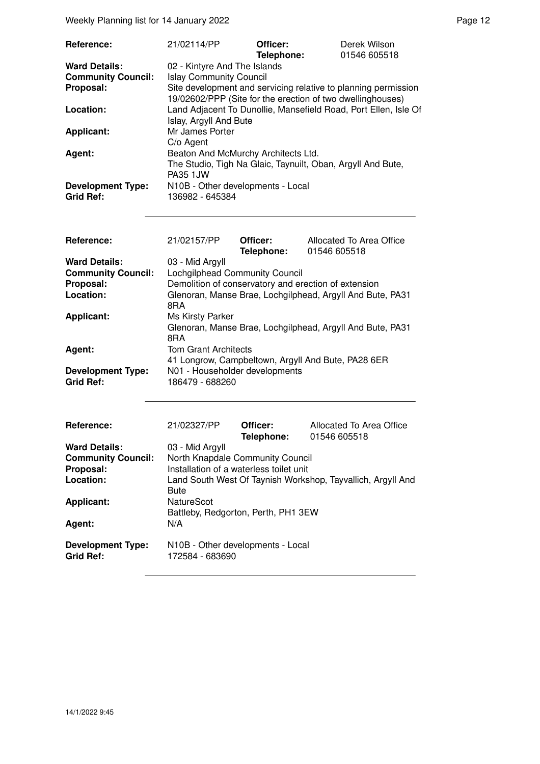| | | | |
|---|---|---|---|
| **Reference:** | 21/02114/PP | **Officer:** **Telephone:** | Derek Wilson 01546 605518 |
| **Ward Details:** | 02 - Kintyre And The Islands | | |
| **Community Council:** | Islay Community Council | | |
| **Proposal:** | Site development and servicing relative to planning permission 19/02602/PPP (Site for the erection of two dwellinghouses) | | |
| **Location:** | Land Adjacent To Dunollie, Mansefield Road, Port Ellen, Isle Of Islay, Argyll And Bute | | |
| **Applicant:** | Mr James Porter C/o Agent | | |
| **Agent:** | Beaton And McMurchy Architects Ltd. The Studio, Tigh Na Glaic, Taynuilt, Oban, Argyll And Bute, PA35 1JW | | |
| **Development Type:** | N10B - Other developments - Local | | |
| **Grid Ref:** | 136982 - 645384 | | |

| | | | |
|---|---|---|---|
| **Reference:** | 21/02157/PP | **Officer:** **Telephone:** | Allocated To Area Office 01546 605518 |
| **Ward Details:** | 03 - Mid Argyll | | |
| **Community Council:** | Lochgilphead Community Council | | |
| **Proposal:** | Demolition of conservatory and erection of extension | | |
| **Location:** | Glenoran, Manse Brae, Lochgilphead, Argyll And Bute, PA31 8RA | | |
| **Applicant:** | Ms Kirsty Parker Glenoran, Manse Brae, Lochgilphead, Argyll And Bute, PA31 8RA | | |
| **Agent:** | Tom Grant Architects 41 Longrow, Campbeltown, Argyll And Bute, PA28 6ER | | |
| **Development Type:** | N01 - Householder developments | | |
| **Grid Ref:** | 186479 - 688260 | | |

| | | | |
|---|---|---|---|
| **Reference:** | 21/02327/PP | **Officer:** **Telephone:** | Allocated To Area Office 01546 605518 |
| **Ward Details:** | 03 - Mid Argyll | | |
| **Community Council:** | North Knapdale Community Council | | |
| **Proposal:** | Installation of a waterless toilet unit | | |
| **Location:** | Land South West Of Taynish Workshop, Tayvallich, Argyll And Bute | | |
| **Applicant:** | NatureScot Battleby, Redgorton, Perth, PH1 3EW | | |
| **Agent:** | N/A | | |
| **Development Type:** | N10B - Other developments - Local | | |
| **Grid Ref:** | 172584 - 683690 | | |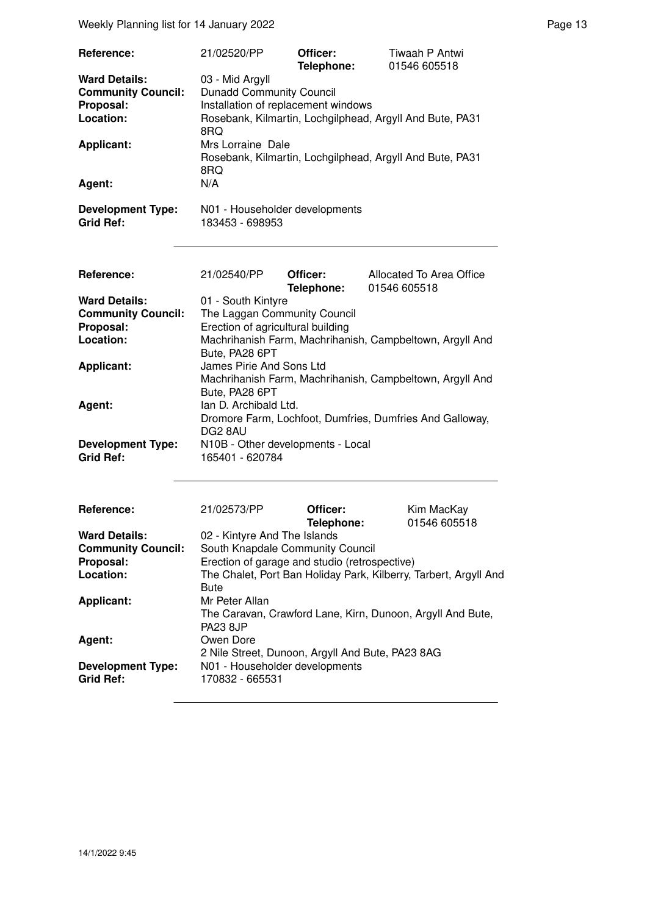| | | | |
|---|---|---|---|
| **Reference:** | 21/02520/PP | **Officer:** **Telephone:** | Tiwaah P Antwi 01546 605518 |
| **Ward Details:** | 03 - Mid Argyll | | |
| **Community Council:** | Dunadd Community Council | | |
| **Proposal:** | Installation of replacement windows | | |
| **Location:** | Rosebank, Kilmartin, Lochgilphead, Argyll And Bute, PA31 8RQ | | |
| **Applicant:** | Mrs Lorraine Dale Rosebank, Kilmartin, Lochgilphead, Argyll And Bute, PA31 8RQ | | |
| **Agent:** | N/A | | |
| **Development Type:** | N01 - Householder developments | | |
| **Grid Ref:** | 183453 - 698953 | | |

| | | | |
|---|---|---|---|
| **Reference:** | 21/02540/PP | **Officer:** **Telephone:** | Allocated To Area Office 01546 605518 |
| **Ward Details:** | 01 - South Kintyre | | |
| **Community Council:** | The Laggan Community Council | | |
| **Proposal:** | Erection of agricultural building | | |
| **Location:** | Machrihanish Farm, Machrihanish, Campbeltown, Argyll And Bute, PA28 6PT | | |
| **Applicant:** | James Pirie And Sons Ltd Machrihanish Farm, Machrihanish, Campbeltown, Argyll And Bute, PA28 6PT | | |
| **Agent:** | Ian D. Archibald Ltd. Dromore Farm, Lochfoot, Dumfries, Dumfries And Galloway, DG2 8AU | | |
| **Development Type:** | N10B - Other developments - Local | | |
| **Grid Ref:** | 165401 - 620784 | | |

| | | | |
|---|---|---|---|
| **Reference:** | 21/02573/PP | **Officer:** **Telephone:** | Kim MacKay 01546 605518 |
| **Ward Details:** | 02 - Kintyre And The Islands | | |
| **Community Council:** | South Knapdale Community Council | | |
| **Proposal:** | Erection of garage and studio (retrospective) | | |
| **Location:** | The Chalet, Port Ban Holiday Park, Kilberry, Tarbert, Argyll And Bute | | |
| **Applicant:** | Mr Peter Allan The Caravan, Crawford Lane, Kirn, Dunoon, Argyll And Bute, PA23 8JP | | |
| **Agent:** | Owen Dore 2 Nile Street, Dunoon, Argyll And Bute, PA23 8AG | | |
| **Development Type:** | N01 - Householder developments | | |
| **Grid Ref:** | 170832 - 665531 | | |

14/1/2022 9:45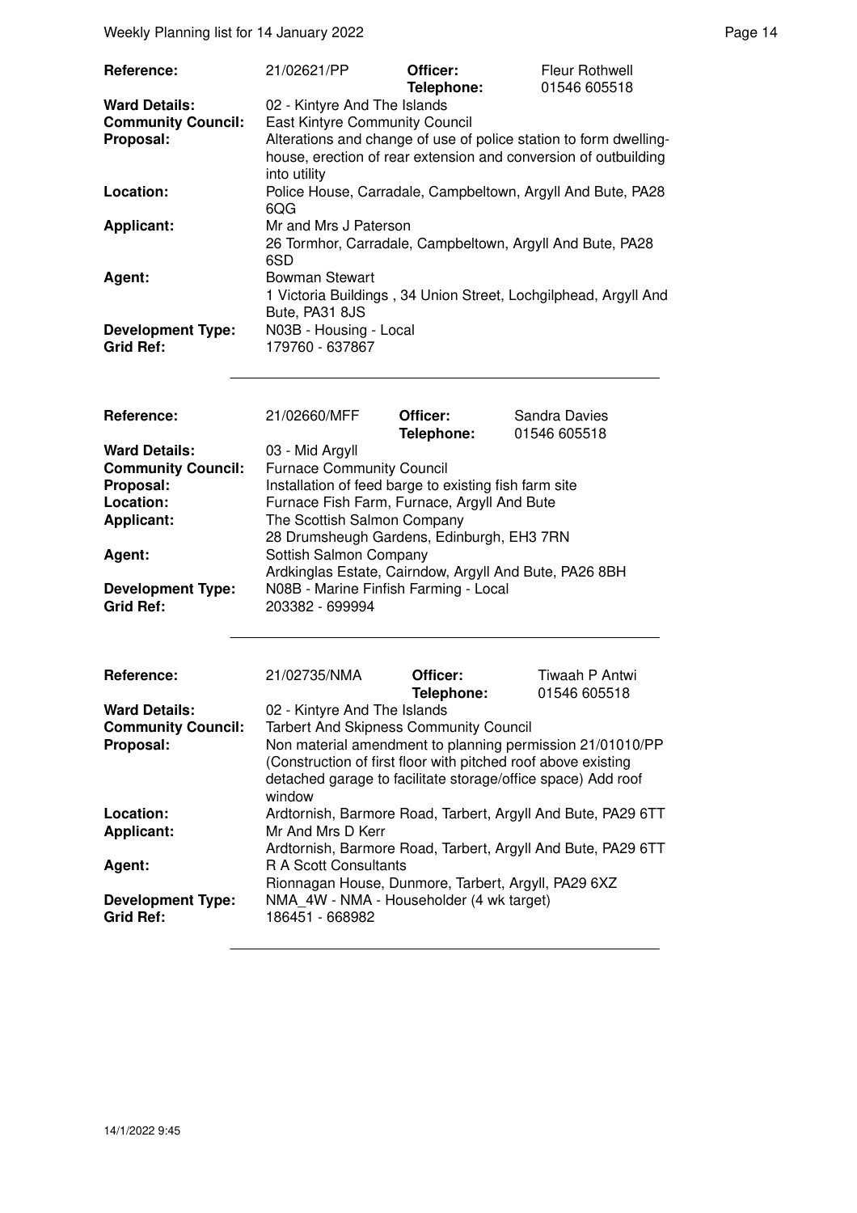| Reference: | 21/02621/PP | Officer: Telephone: | Fleur Rothwell 01546 605518 |
|---|---|---|---|
| **Ward Details:** | 02 - Kintyre And The Islands | | |
| **Community Council:** | East Kintyre Community Council | | |
| **Proposal:** | Alterations and change of use of police station to form dwelling-house, erection of rear extension and conversion of outbuilding into utility | | |
| **Location:** | Police House, Carradale, Campbeltown, Argyll And Bute, PA28 6QG | | |
| **Applicant:** | Mr and Mrs J Paterson<br>26 Tormhor, Carradale, Campbeltown, Argyll And Bute, PA28 6SD | | |
| **Agent:** | Bowman Stewart<br>1 Victoria Buildings , 34 Union Street, Lochgilphead, Argyll And Bute, PA31 8JS | | |
| **Development Type:** | N03B - Housing - Local | | |
| **Grid Ref:** | 179760 - 637867 | | |

| Reference: | 21/02660/MFF | Officer: Telephone: | Sandra Davies 01546 605518 |
|---|---|---|---|
| **Ward Details:** | 03 - Mid Argyll | | |
| **Community Council:** | Furnace Community Council | | |
| **Proposal:** | Installation of feed barge to existing fish farm site | | |
| **Location:** | Furnace Fish Farm, Furnace, Argyll And Bute | | |
| **Applicant:** | The Scottish Salmon Company<br>28 Drumsheugh Gardens, Edinburgh, EH3 7RN | | |
| **Agent:** | Sottish Salmon Company<br>Ardkinglas Estate, Cairndow, Argyll And Bute, PA26 8BH | | |
| **Development Type:** | N08B - Marine Finfish Farming - Local | | |
| **Grid Ref:** | 203382 - 699994 | | |

| Reference: | 21/02735/NMA | Officer: Telephone: | Tiwaah P Antwi 01546 605518 |
|---|---|---|---|
| **Ward Details:** | 02 - Kintyre And The Islands | | |
| **Community Council:** | Tarbert And Skipness Community Council | | |
| **Proposal:** | Non material amendment to planning permission 21/01010/PP (Construction of first floor with pitched roof above existing detached garage to facilitate storage/office space) Add roof window | | |
| **Location:** | Ardtornish, Barmore Road, Tarbert, Argyll And Bute, PA29 6TT | | |
| **Applicant:** | Mr And Mrs D Kerr<br>Ardtornish, Barmore Road, Tarbert, Argyll And Bute, PA29 6TT | | |
| **Agent:** | R A Scott Consultants<br>Rionnagan House, Dunmore, Tarbert, Argyll, PA29 6XZ | | |
| **Development Type:** | NMA_4W - NMA - Householder (4 wk target) | | |
| **Grid Ref:** | 186451 - 668982 | | |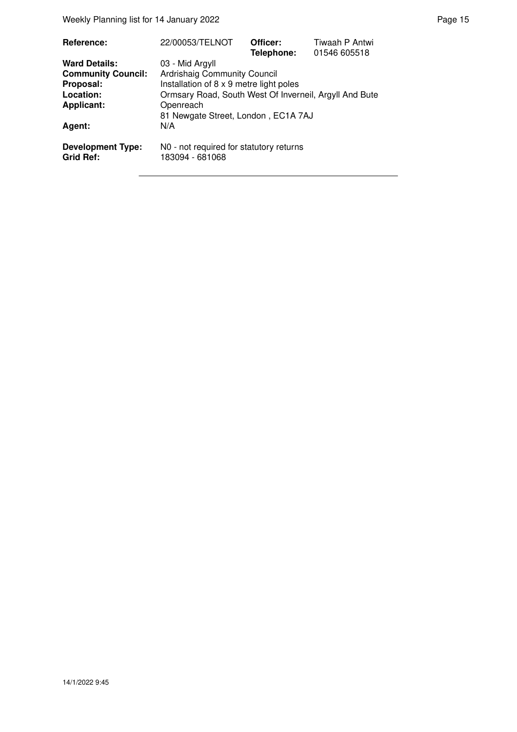| | | | |
|---|---|---|---|
| **Reference:** | 22/00053/TELNOT | **Officer:** | Tiwaah P Antwi |
| | | **Telephone:** | 01546 605518 |
| **Ward Details:** | 03 - Mid Argyll | | |
| **Community Council:** | Ardrishaig Community Council | | |
| **Proposal:** | Installation of 8 x 9 metre light poles | | |
| **Location:** | Ormsary Road, South West Of Inverneil, Argyll And Bute | | |
| **Applicant:** | Openreach<br>81 Newgate Street, London , EC1A 7AJ | | |
| **Agent:** | N/A | | |
| **Development Type:** | N0 - not required for statutory returns | | |
| **Grid Ref:** | 183094 - 681068 | | |

14/1/2022 9:45